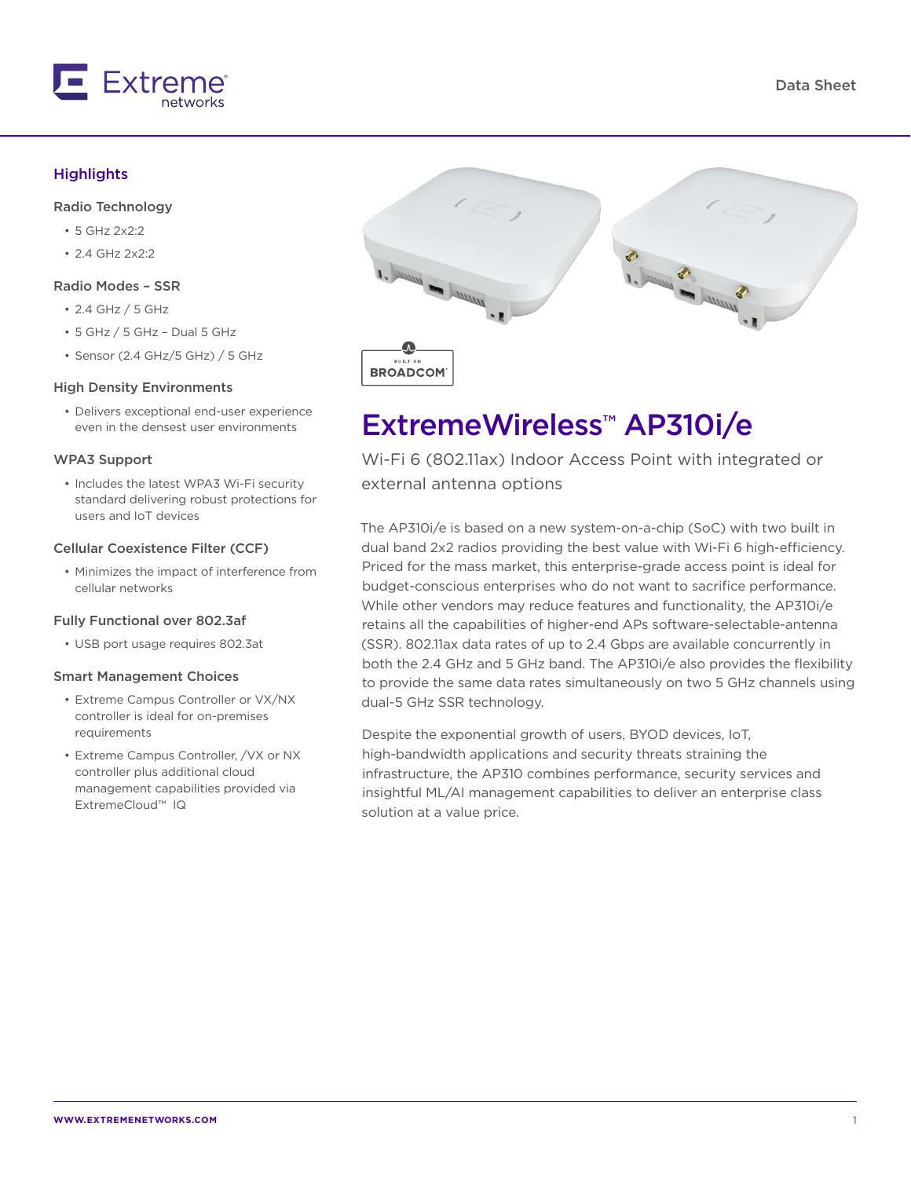Data Sheet

# ExtremeWireless™ AP310i/e

Wi-Fi 6 (802.11ax) Indoor Access Point with integrated or external antenna options

The AP310i/e is based on a new system-on-a-chip (SoC) with two built in dual band 2x2 radios providing the best value with Wi-Fi 6 high-efficiency. Priced for the mass market, this enterprise-grade access point is ideal for budget-conscious enterprises who do not want to sacrifice performance. While other vendors may reduce features and functionality, the AP310i/e retains all the capabilities of higher-end APs software-selectable-antenna (SSR). 802.11ax data rates of up to 2.4 Gbps are available concurrently in both the 2.4 GHz and 5 GHz band. The AP310i/e also provides the flexibility to provide the same data rates simultaneously on two 5 GHz channels using dual-5 GHz SSR technology.

Despite the exponential growth of users, BYOD devices, IoT, high-bandwidth applications and security threats straining the infrastructure, the AP310 combines performance, security services and insightful ML/AI management capabilities to deliver an enterprise class solution at a value price.

## Highlights

### Radio Technology

- 5 GHz 2x2:2
- 2.4 GHz 2x2:2

### Radio Modes – SSR

- 2.4 GHz / 5 GHz
- 5 GHz / 5 GHz – Dual 5 GHz
- Sensor (2.4 GHz/5 GHz) / 5 GHz

### High Density Environments

- Delivers exceptional end-user experience even in the densest user environments

### WPA3 Support

- Includes the latest WPA3 Wi-Fi security standard delivering robust protections for users and IoT devices

### Cellular Coexistence Filter (CCF)

- Minimizes the impact of interference from cellular networks

### Fully Functional over 802.3af

- USB port usage requires 802.3at

### Smart Management Choices

- Extreme Campus Controller or VX/NX controller is ideal for on-premises requirements
- Extreme Campus Controller, /VX or NX controller plus additional cloud management capabilities provided via ExtremeCloud™ IQ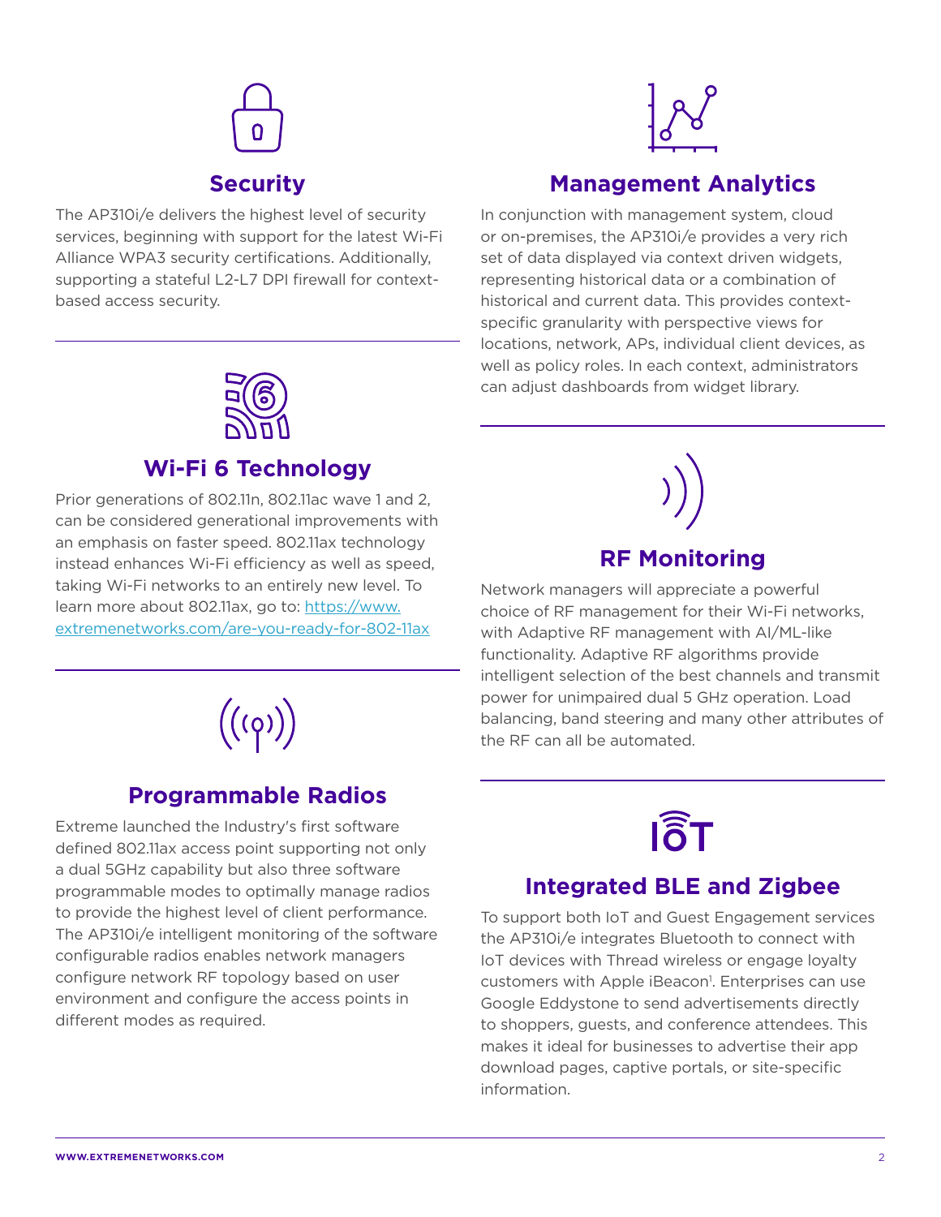## Security

The AP310i/e delivers the highest level of security services, beginning with support for the latest Wi-Fi Alliance WPA3 security certifications. Additionally, supporting a stateful L2-L7 DPI firewall for context-based access security.

## Wi-Fi 6 Technology

Prior generations of 802.11n, 802.11ac wave 1 and 2, can be considered generational improvements with an emphasis on faster speed. 802.11ax technology instead enhances Wi-Fi efficiency as well as speed, taking Wi-Fi networks to an entirely new level. To learn more about 802.11ax, go to: [https://www.extremenetworks.com/are-you-ready-for-802-11ax](https://www.extremenetworks.com/are-you-ready-for-802-11ax)

## Programmable Radios

Extreme launched the Industry's first software defined 802.11ax access point supporting not only a dual 5GHz capability but also three software programmable modes to optimally manage radios to provide the highest level of client performance. The AP310i/e intelligent monitoring of the software configurable radios enables network managers configure network RF topology based on user environment and configure the access points in different modes as required.

## Management Analytics

In conjunction with management system, cloud or on-premises, the AP310i/e provides a very rich set of data displayed via context driven widgets, representing historical data or a combination of historical and current data. This provides context-specific granularity with perspective views for locations, network, APs, individual client devices, as well as policy roles. In each context, administrators can adjust dashboards from widget library.

## RF Monitoring

Network managers will appreciate a powerful choice of RF management for their Wi-Fi networks, with Adaptive RF management with AI/ML-like functionality. Adaptive RF algorithms provide intelligent selection of the best channels and transmit power for unimpaired dual 5 GHz operation. Load balancing, band steering and many other attributes of the RF can all be automated.

## Integrated BLE and Zigbee

To support both IoT and Guest Engagement services the AP310i/e integrates Bluetooth to connect with IoT devices with Thread wireless or engage loyalty customers with Apple iBeacon[1]. Enterprises can use Google Eddystone to send advertisements directly to shoppers, guests, and conference attendees. This makes it ideal for businesses to advertise their app download pages, captive portals, or site-specific information.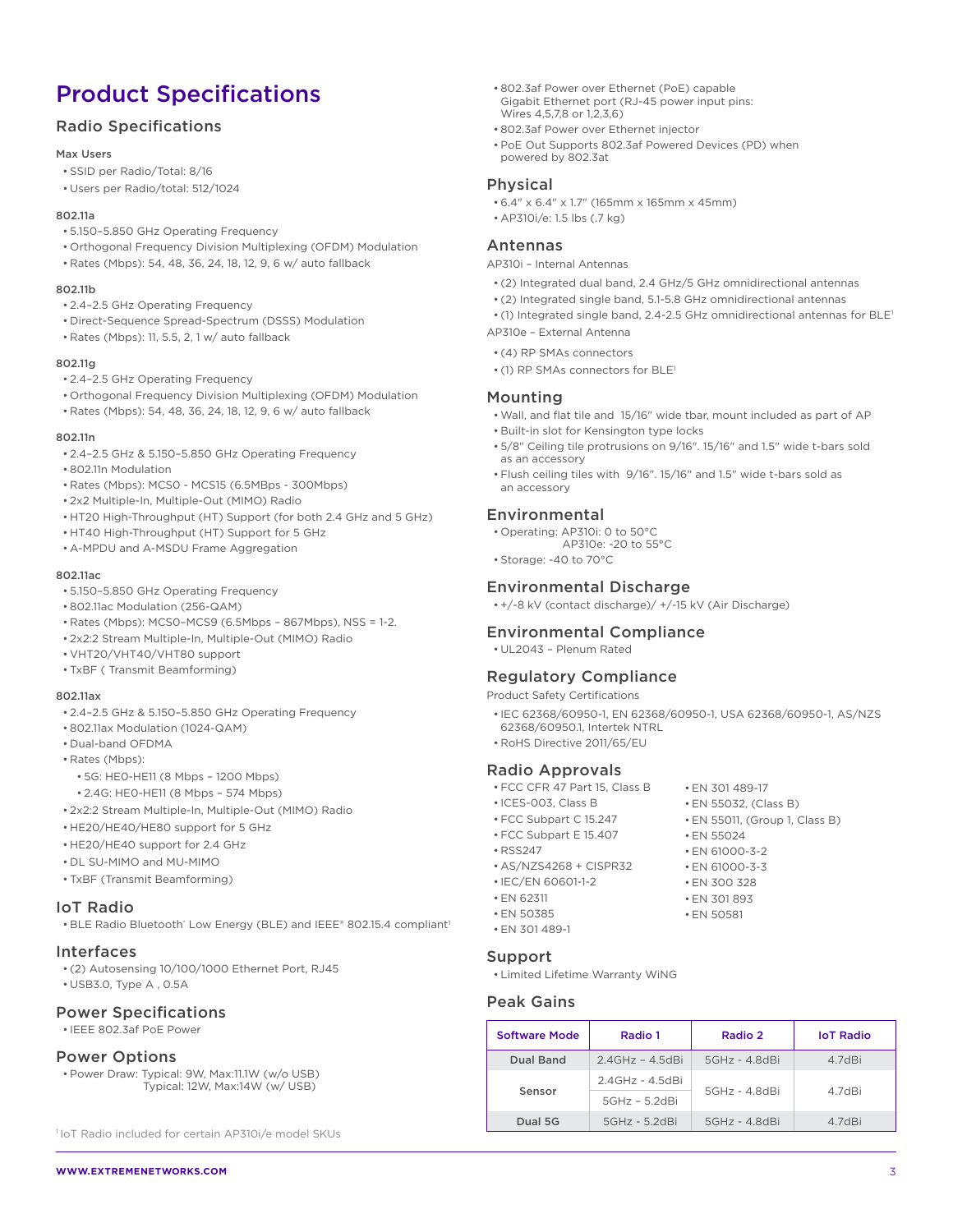# Product Specifications

## Radio Specifications

### Max Users

- SSID per Radio/Total: 8/16
- Users per Radio/total: 512/1024

### 802.11a

- 5.150–5.850 GHz Operating Frequency
- Orthogonal Frequency Division Multiplexing (OFDM) Modulation
- Rates (Mbps): 54, 48, 36, 24, 18, 12, 9, 6 w/ auto fallback

### 802.11b

- 2.4–2.5 GHz Operating Frequency
- Direct-Sequence Spread-Spectrum (DSSS) Modulation
- Rates (Mbps): 11, 5.5, 2, 1 w/ auto fallback

### 802.11g

- 2.4–2.5 GHz Operating Frequency
- Orthogonal Frequency Division Multiplexing (OFDM) Modulation
- Rates (Mbps): 54, 48, 36, 24, 18, 12, 9, 6 w/ auto fallback

### 802.11n

- 2.4–2.5 GHz & 5.150–5.850 GHz Operating Frequency
- 802.11n Modulation
- Rates (Mbps): MCS0 - MCS15 (6.5MBps - 300Mbps)
- 2x2 Multiple-In, Multiple-Out (MIMO) Radio
- HT20 High-Throughput (HT) Support (for both 2.4 GHz and 5 GHz)
- HT40 High-Throughput (HT) Support for 5 GHz
- A-MPDU and A-MSDU Frame Aggregation

### 802.11ac

- 5.150–5.850 GHz Operating Frequency
- 802.11ac Modulation (256-QAM)
- Rates (Mbps): MCS0–MCS9 (6.5Mbps – 867Mbps), NSS = 1-2.
- 2x2:2 Stream Multiple-In, Multiple-Out (MIMO) Radio
- VHT20/VHT40/VHT80 support
- TxBF ( Transmit Beamforming)

### 802.11ax

- 2.4–2.5 GHz & 5.150–5.850 GHz Operating Frequency
- 802.11ax Modulation (1024-QAM)
- Dual-band OFDMA
- Rates (Mbps):
  - 5G: HE0-HE11 (8 Mbps – 1200 Mbps)
  - 2.4G: HE0-HE11 (8 Mbps – 574 Mbps)
- 2x2:2 Stream Multiple-In, Multiple-Out (MIMO) Radio
- HE20/HE40/HE80 support for 5 GHz
- HE20/HE40 support for 2.4 GHz
- DL SU-MIMO and MU-MIMO
- TxBF (Transmit Beamforming)

## IoT Radio

- BLE Radio Bluetooth® Low Energy (BLE) and IEEE® 802.15.4 compliant[1]

## Interfaces

- (2) Autosensing 10/100/1000 Ethernet Port, RJ45
- USB3.0, Type A , 0.5A

## Power Specifications

- IEEE 802.3af PoE Power

## Power Options

- Power Draw: Typical: 9W, Max:11.1W (w/o USB)
  Typical: 12W, Max:14W (w/ USB)
- 802.3af Power over Ethernet (PoE) capable Gigabit Ethernet port (RJ-45 power input pins: Wires 4,5,7,8 or 1,2,3,6)
- 802.3af Power over Ethernet injector
- PoE Out Supports 802.3af Powered Devices (PD) when powered by 802.3at

## Physical

- 6.4" x 6.4" x 1.7" (165mm x 165mm x 45mm)
- AP310i/e: 1.5 lbs (.7 kg)

## Antennas

AP310i – Internal Antennas

- (2) Integrated dual band, 2.4 GHz/5 GHz omnidirectional antennas
- (2) Integrated single band, 5.1-5.8 GHz omnidirectional antennas
- (1) Integrated single band, 2.4-2.5 GHz omnidirectional antennas for BLE[1]

AP310e – External Antenna

- (4) RP SMAs connectors
- (1) RP SMAs connectors for BLE[1]

## Mounting

- Wall, and flat tile and 15/16" wide tbar, mount included as part of AP
- Built-in slot for Kensington type locks
- 5/8" Ceiling tile protrusions on 9/16". 15/16" and 1.5" wide t-bars sold as an accessory
- Flush ceiling tiles with 9/16". 15/16" and 1.5" wide t-bars sold as an accessory

## Environmental

- Operating: AP310i: 0 to 50°C
  AP310e: -20 to 55°C
- Storage: -40 to 70°C

## Environmental Discharge

- +/-8 kV (contact discharge)/ +/-15 kV (Air Discharge)

## Environmental Compliance

- UL2043 – Plenum Rated

## Regulatory Compliance

Product Safety Certifications

- IEC 62368/60950-1, EN 62368/60950-1, USA 62368/60950-1, AS/NZS 62368/60950.1, Intertek NTRL
- RoHS Directive 2011/65/EU

## Radio Approvals

- FCC CFR 47 Part 15, Class B
- ICES-003, Class B
- FCC Subpart C 15.247
- FCC Subpart E 15.407
- RSS247
- AS/NZS4268 + CISPR32
- IEC/EN 60601-1-2
- EN 62311
- EN 50385
- EN 301 489-1
- EN 301 489-17
- EN 55032, (Class B)
- EN 55011, (Group 1, Class B)
- EN 55024
- EN 61000-3-2
- EN 61000-3-3
- EN 300 328
- EN 301 893
- EN 50581

## Support

- Limited Lifetime Warranty WiNG

## Peak Gains

| Software Mode | Radio 1 | Radio 2 | IoT Radio |
|---|---|---|---|
| Dual Band | 2.4GHz – 4.5dBi | 5GHz - 4.8dBi | 4.7dBi |
| Sensor | 2.4GHz - 4.5dBi | 5GHz - 4.8dBi | 4.7dBi |
| | 5GHz – 5.2dBi | | |
| Dual 5G | 5GHz - 5.2dBi | 5GHz - 4.8dBi | 4.7dBi |

[1] IoT Radio included for certain AP310i/e model SKUs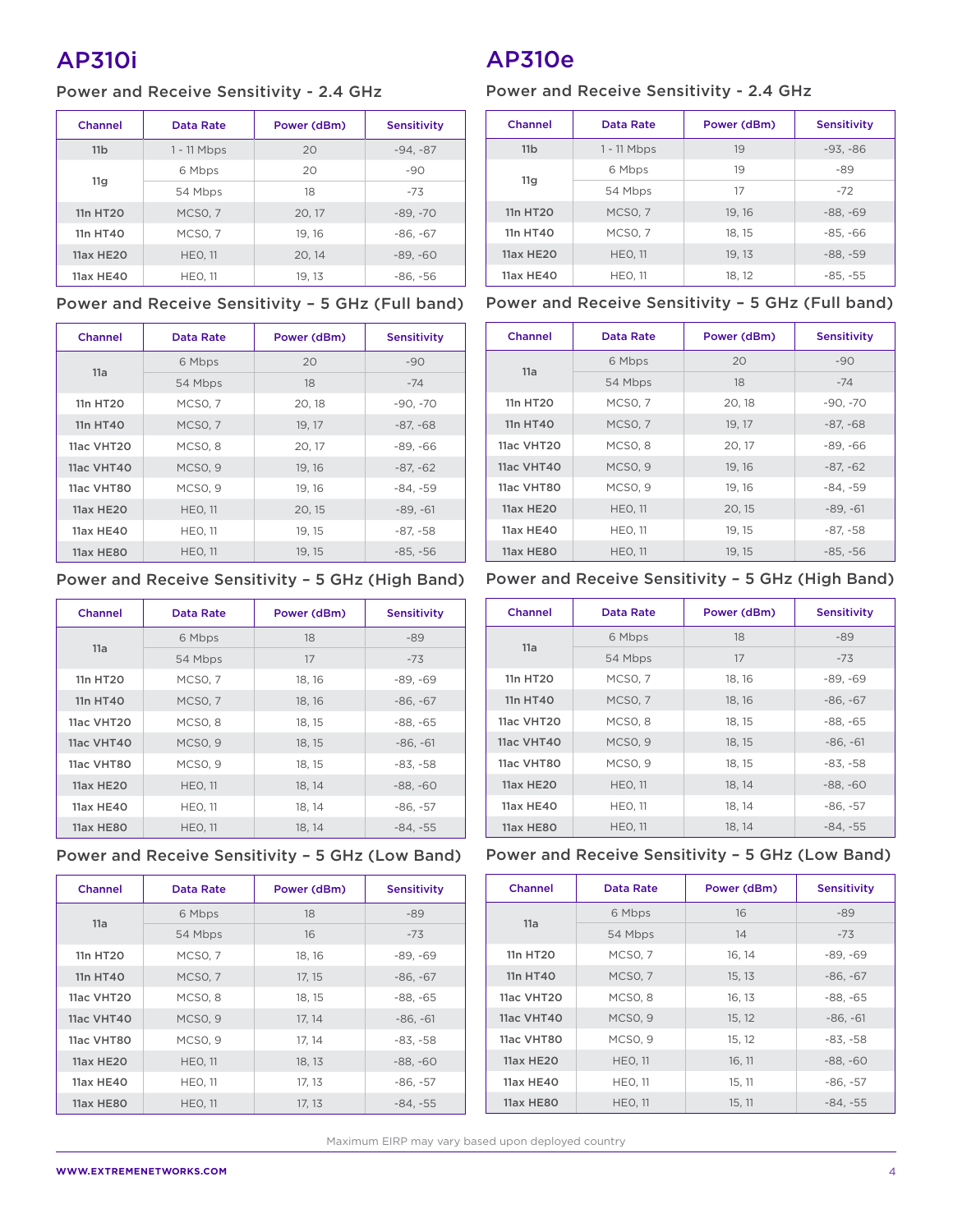## AP310i

### Power and Receive Sensitivity - 2.4 GHz

| Channel | Data Rate | Power (dBm) | Sensitivity |
|---|---|---|---|
| 11b | 1 - 11 Mbps | 20 | -94, -87 |
| 11g | 6 Mbps | 20 | -90 |
| | 54 Mbps | 18 | -73 |
| 11n HT20 | MCS0, 7 | 20, 17 | -89, -70 |
| 11n HT40 | MCS0, 7 | 19, 16 | -86, -67 |
| 11ax HE20 | HE0, 11 | 20, 14 | -89, -60 |
| 11ax HE40 | HE0, 11 | 19, 13 | -86, -56 |

### Power and Receive Sensitivity – 5 GHz (Full band)

| Channel | Data Rate | Power (dBm) | Sensitivity |
|---|---|---|---|
| 11a | 6 Mbps | 20 | -90 |
| | 54 Mbps | 18 | -74 |
| 11n HT20 | MCS0, 7 | 20, 18 | -90, -70 |
| 11n HT40 | MCS0, 7 | 19, 17 | -87, -68 |
| 11ac VHT20 | MCS0, 8 | 20, 17 | -89, -66 |
| 11ac VHT40 | MCS0, 9 | 19, 16 | -87, -62 |
| 11ac VHT80 | MCS0, 9 | 19, 16 | -84, -59 |
| 11ax HE20 | HE0, 11 | 20, 15 | -89, -61 |
| 11ax HE40 | HE0, 11 | 19, 15 | -87, -58 |
| 11ax HE80 | HE0, 11 | 19, 15 | -85, -56 |

### Power and Receive Sensitivity – 5 GHz (High Band)

| Channel | Data Rate | Power (dBm) | Sensitivity |
|---|---|---|---|
| 11a | 6 Mbps | 18 | -89 |
| | 54 Mbps | 17 | -73 |
| 11n HT20 | MCS0, 7 | 18, 16 | -89, -69 |
| 11n HT40 | MCS0, 7 | 18, 16 | -86, -67 |
| 11ac VHT20 | MCS0, 8 | 18, 15 | -88, -65 |
| 11ac VHT40 | MCS0, 9 | 18, 15 | -86, -61 |
| 11ac VHT80 | MCS0, 9 | 18, 15 | -83, -58 |
| 11ax HE20 | HE0, 11 | 18, 14 | -88, -60 |
| 11ax HE40 | HE0, 11 | 18, 14 | -86, -57 |
| 11ax HE80 | HE0, 11 | 18, 14 | -84, -55 |

### Power and Receive Sensitivity – 5 GHz (Low Band)

| Channel | Data Rate | Power (dBm) | Sensitivity |
|---|---|---|---|
| 11a | 6 Mbps | 18 | -89 |
| | 54 Mbps | 16 | -73 |
| 11n HT20 | MCS0, 7 | 18, 16 | -89, -69 |
| 11n HT40 | MCS0, 7 | 17, 15 | -86, -67 |
| 11ac VHT20 | MCS0, 8 | 18, 15 | -88, -65 |
| 11ac VHT40 | MCS0, 9 | 17, 14 | -86, -61 |
| 11ac VHT80 | MCS0, 9 | 17, 14 | -83, -58 |
| 11ax HE20 | HE0, 11 | 18, 13 | -88, -60 |
| 11ax HE40 | HE0, 11 | 17, 13 | -86, -57 |
| 11ax HE80 | HE0, 11 | 17, 13 | -84, -55 |

## AP310e

### Power and Receive Sensitivity - 2.4 GHz

| Channel | Data Rate | Power (dBm) | Sensitivity |
|---|---|---|---|
| 11b | 1 - 11 Mbps | 19 | -93, -86 |
| 11g | 6 Mbps | 19 | -89 |
| | 54 Mbps | 17 | -72 |
| 11n HT20 | MCS0, 7 | 19, 16 | -88, -69 |
| 11n HT40 | MCS0, 7 | 18, 15 | -85, -66 |
| 11ax HE20 | HE0, 11 | 19, 13 | -88, -59 |
| 11ax HE40 | HE0, 11 | 18, 12 | -85, -55 |

### Power and Receive Sensitivity – 5 GHz (Full band)

| Channel | Data Rate | Power (dBm) | Sensitivity |
|---|---|---|---|
| 11a | 6 Mbps | 20 | -90 |
| | 54 Mbps | 18 | -74 |
| 11n HT20 | MCS0, 7 | 20, 18 | -90, -70 |
| 11n HT40 | MCS0, 7 | 19, 17 | -87, -68 |
| 11ac VHT20 | MCS0, 8 | 20, 17 | -89, -66 |
| 11ac VHT40 | MCS0, 9 | 19, 16 | -87, -62 |
| 11ac VHT80 | MCS0, 9 | 19, 16 | -84, -59 |
| 11ax HE20 | HE0, 11 | 20, 15 | -89, -61 |
| 11ax HE40 | HE0, 11 | 19, 15 | -87, -58 |
| 11ax HE80 | HE0, 11 | 19, 15 | -85, -56 |

### Power and Receive Sensitivity – 5 GHz (High Band)

| Channel | Data Rate | Power (dBm) | Sensitivity |
|---|---|---|---|
| 11a | 6 Mbps | 18 | -89 |
| | 54 Mbps | 17 | -73 |
| 11n HT20 | MCS0, 7 | 18, 16 | -89, -69 |
| 11n HT40 | MCS0, 7 | 18, 16 | -86, -67 |
| 11ac VHT20 | MCS0, 8 | 18, 15 | -88, -65 |
| 11ac VHT40 | MCS0, 9 | 18, 15 | -86, -61 |
| 11ac VHT80 | MCS0, 9 | 18, 15 | -83, -58 |
| 11ax HE20 | HE0, 11 | 18, 14 | -88, -60 |
| 11ax HE40 | HE0, 11 | 18, 14 | -86, -57 |
| 11ax HE80 | HE0, 11 | 18, 14 | -84, -55 |

### Power and Receive Sensitivity – 5 GHz (Low Band)

| Channel | Data Rate | Power (dBm) | Sensitivity |
|---|---|---|---|
| 11a | 6 Mbps | 16 | -89 |
| | 54 Mbps | 14 | -73 |
| 11n HT20 | MCS0, 7 | 16, 14 | -89, -69 |
| 11n HT40 | MCS0, 7 | 15, 13 | -86, -67 |
| 11ac VHT20 | MCS0, 8 | 16, 13 | -88, -65 |
| 11ac VHT40 | MCS0, 9 | 15, 12 | -86, -61 |
| 11ac VHT80 | MCS0, 9 | 15, 12 | -83, -58 |
| 11ax HE20 | HE0, 11 | 16, 11 | -88, -60 |
| 11ax HE40 | HE0, 11 | 15, 11 | -86, -57 |
| 11ax HE80 | HE0, 11 | 15, 11 | -84, -55 |

Maximum EIRP may vary based upon deployed country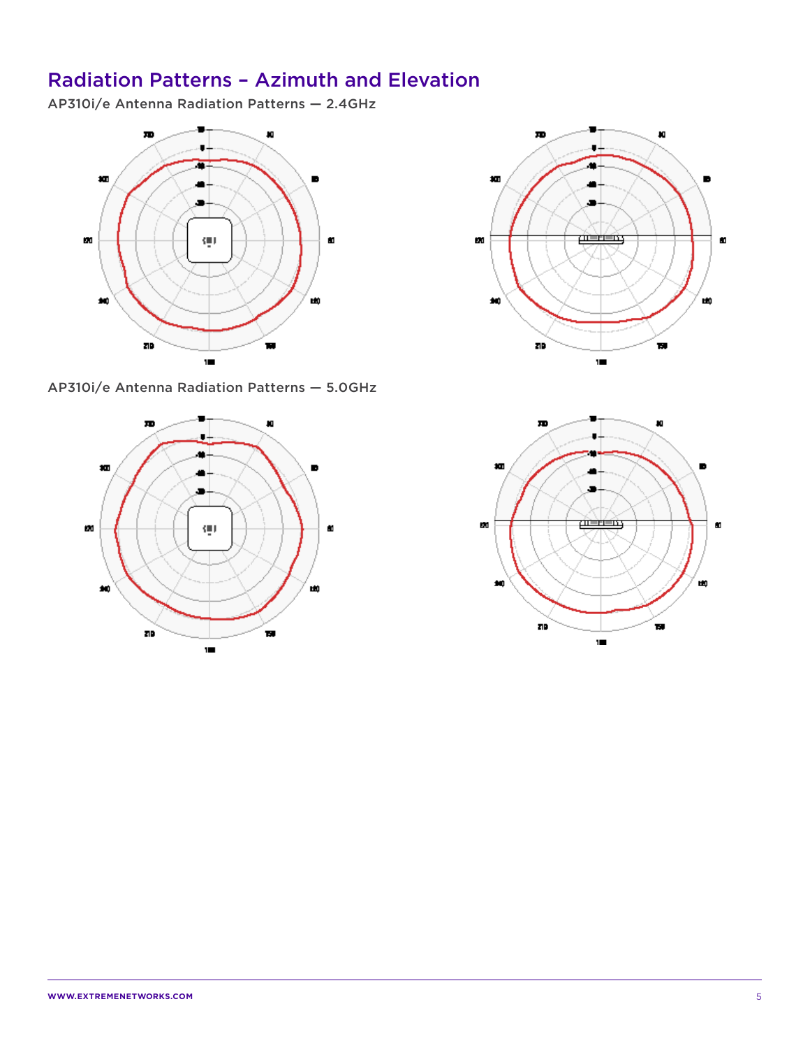# Radiation Patterns – Azimuth and Elevation

AP310i/e Antenna Radiation Patterns — 2.4GHz

AP310i/e Antenna Radiation Patterns — 5.0GHz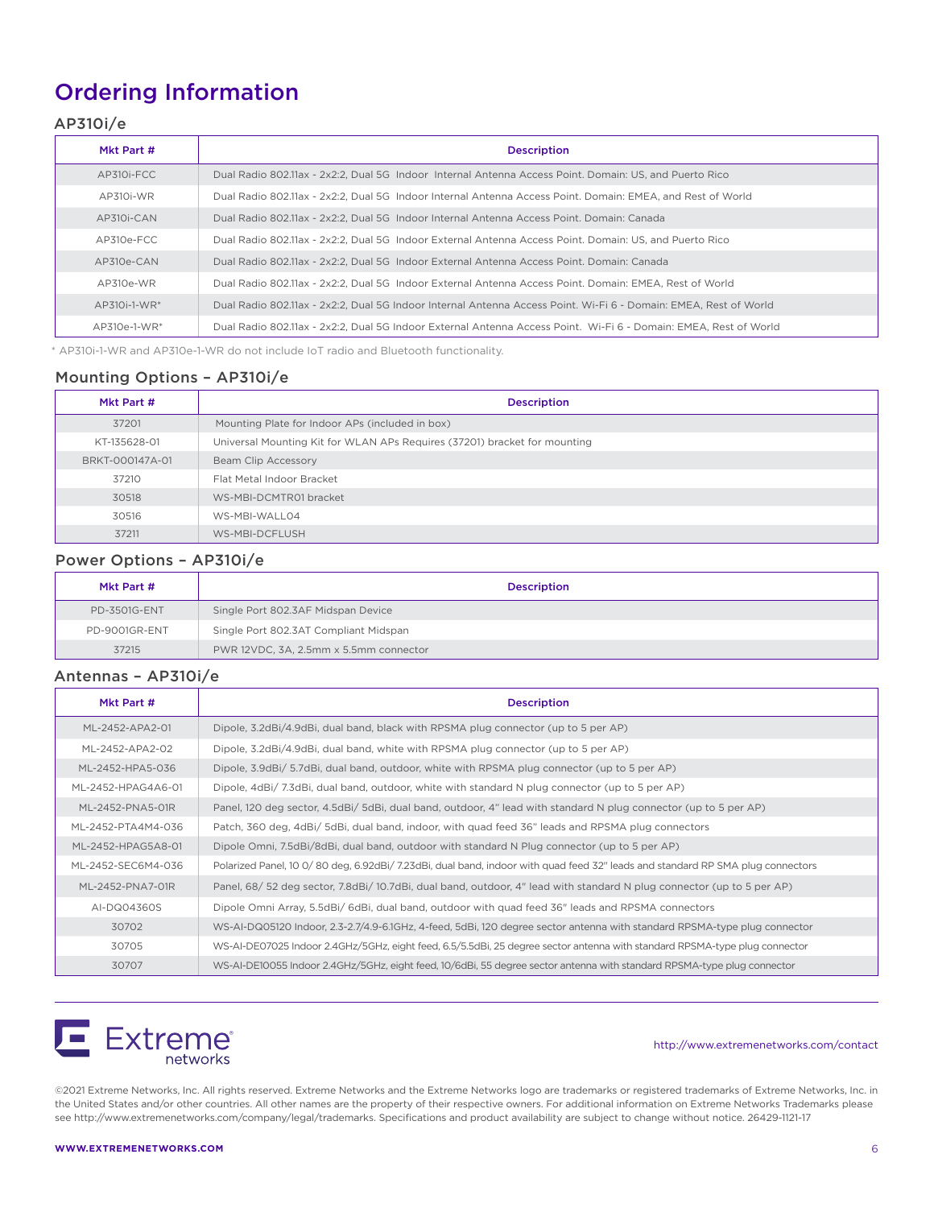# Ordering Information

## AP310i/e

| Mkt Part # | Description |
|---|---|
| AP310i-FCC | Dual Radio 802.11ax - 2x2:2, Dual 5G Indoor Internal Antenna Access Point. Domain: US, and Puerto Rico |
| AP310i-WR | Dual Radio 802.11ax - 2x2:2, Dual 5G Indoor Internal Antenna Access Point. Domain: EMEA, and Rest of World |
| AP310i-CAN | Dual Radio 802.11ax - 2x2:2, Dual 5G Indoor Internal Antenna Access Point. Domain: Canada |
| AP310e-FCC | Dual Radio 802.11ax - 2x2:2, Dual 5G Indoor External Antenna Access Point. Domain: US, and Puerto Rico |
| AP310e-CAN | Dual Radio 802.11ax - 2x2:2, Dual 5G Indoor External Antenna Access Point. Domain: Canada |
| AP310e-WR | Dual Radio 802.11ax - 2x2:2, Dual 5G Indoor External Antenna Access Point. Domain: EMEA, Rest of World |
| AP310i-1-WR* | Dual Radio 802.11ax - 2x2:2, Dual 5G Indoor Internal Antenna Access Point. Wi-Fi 6 - Domain: EMEA, Rest of World |
| AP310e-1-WR* | Dual Radio 802.11ax - 2x2:2, Dual 5G Indoor External Antenna Access Point. Wi-Fi 6 - Domain: EMEA, Rest of World |

* AP310i-1-WR and AP310e-1-WR do not include IoT radio and Bluetooth functionality.

## Mounting Options – AP310i/e

| Mkt Part # | Description |
|---|---|
| 37201 | Mounting Plate for Indoor APs (included in box) |
| KT-135628-01 | Universal Mounting Kit for WLAN APs Requires (37201) bracket for mounting |
| BRKT-000147A-01 | Beam Clip Accessory |
| 37210 | Flat Metal Indoor Bracket |
| 30518 | WS-MBI-DCMTR01 bracket |
| 30516 | WS-MBI-WALL04 |
| 37211 | WS-MBI-DCFLUSH |

## Power Options – AP310i/e

| Mkt Part # | Description |
|---|---|
| PD-3501G-ENT | Single Port 802.3AF Midspan Device |
| PD-9001GR-ENT | Single Port 802.3AT Compliant Midspan |
| 37215 | PWR 12VDC, 3A, 2.5mm x 5.5mm connector |

## Antennas – AP310i/e

| Mkt Part # | Description |
|---|---|
| ML-2452-APA2-01 | Dipole, 3.2dBi/4.9dBi, dual band, black with RPSMA plug connector (up to 5 per AP) |
| ML-2452-APA2-02 | Dipole, 3.2dBi/4.9dBi, dual band, white with RPSMA plug connector (up to 5 per AP) |
| ML-2452-HPA5-036 | Dipole, 3.9dBi/ 5.7dBi, dual band, outdoor, white with RPSMA plug connector (up to 5 per AP) |
| ML-2452-HPAG4A6-01 | Dipole, 4dBi/ 7.3dBi, dual band, outdoor, white with standard N plug connector (up to 5 per AP) |
| ML-2452-PNA5-01R | Panel, 120 deg sector, 4.5dBi/ 5dBi, dual band, outdoor, 4" lead with standard N plug connector (up to 5 per AP) |
| ML-2452-PTA4M4-036 | Patch, 360 deg, 4dBi/ 5dBi, dual band, indoor, with quad feed 36" leads and RPSMA plug connectors |
| ML-2452-HPAG5A8-01 | Dipole Omni, 7.5dBi/8dBi, dual band, outdoor with standard N Plug connector (up to 5 per AP) |
| ML-2452-SEC6M4-036 | Polarized Panel, 10 0/ 80 deg, 6.92dBi/ 7.23dBi, dual band, indoor with quad feed 32" leads and standard RP SMA plug connectors |
| ML-2452-PNA7-01R | Panel, 68/ 52 deg sector, 7.8dBi/ 10.7dBi, dual band, outdoor, 4" lead with standard N plug connector (up to 5 per AP) |
| AI-DQ04360S | Dipole Omni Array, 5.5dBi/ 6dBi, dual band, outdoor with quad feed 36" leads and RPSMA connectors |
| 30702 | WS-AI-DQ05120 Indoor, 2.3-2.7/4.9-6.1GHz, 4-feed, 5dBi, 120 degree sector antenna with standard RPSMA-type plug connector |
| 30705 | WS-AI-DE07025 Indoor 2.4GHz/5GHz, eight feed, 6.5/5.5dBi, 25 degree sector antenna with standard RPSMA-type plug connector |
| 30707 | WS-AI-DE10055 Indoor 2.4GHz/5GHz, eight feed, 10/6dBi, 55 degree sector antenna with standard RPSMA-type plug connector |

Extreme networks

http://www.extremenetworks.com/contact

©2021 Extreme Networks, Inc. All rights reserved. Extreme Networks and the Extreme Networks logo are trademarks or registered trademarks of Extreme Networks, Inc. in the United States and/or other countries. All other names are the property of their respective owners. For additional information on Extreme Networks Trademarks please see http://www.extremenetworks.com/company/legal/trademarks. Specifications and product availability are subject to change without notice. 26429-1121-17

WWW.EXTREMENETWORKS.COM